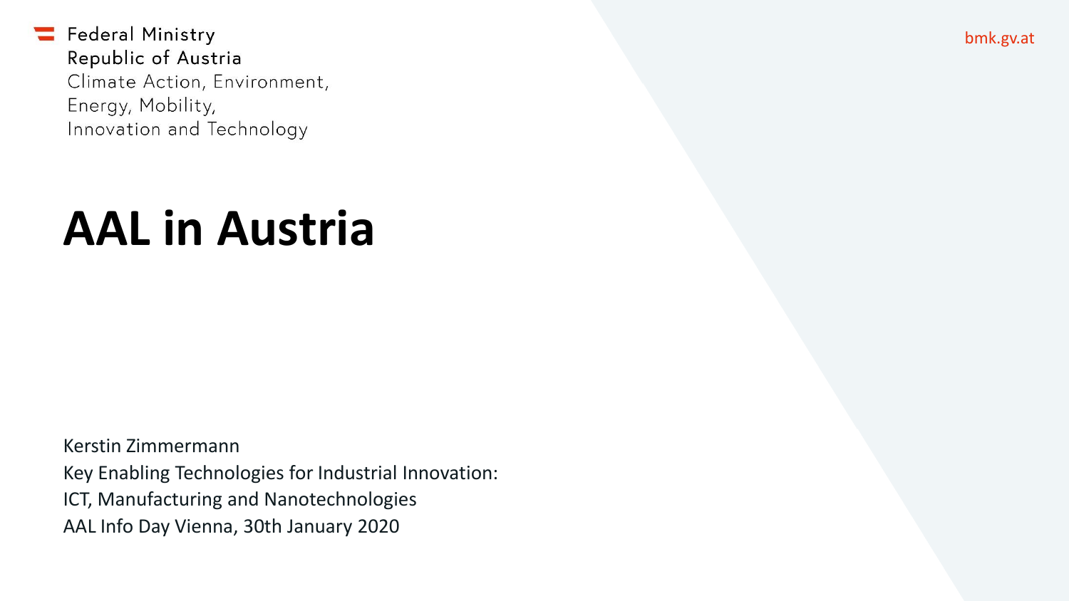Federal Ministry
Republic of Austria
Climate Action, Environment,
Energy, Mobility,
Innovation and Technology

bmk.gv.at

# AAL in Austria

Kerstin Zimmermann
Key Enabling Technologies for Industrial Innovation:
ICT, Manufacturing and Nanotechnologies
AAL Info Day Vienna, 30th January 2020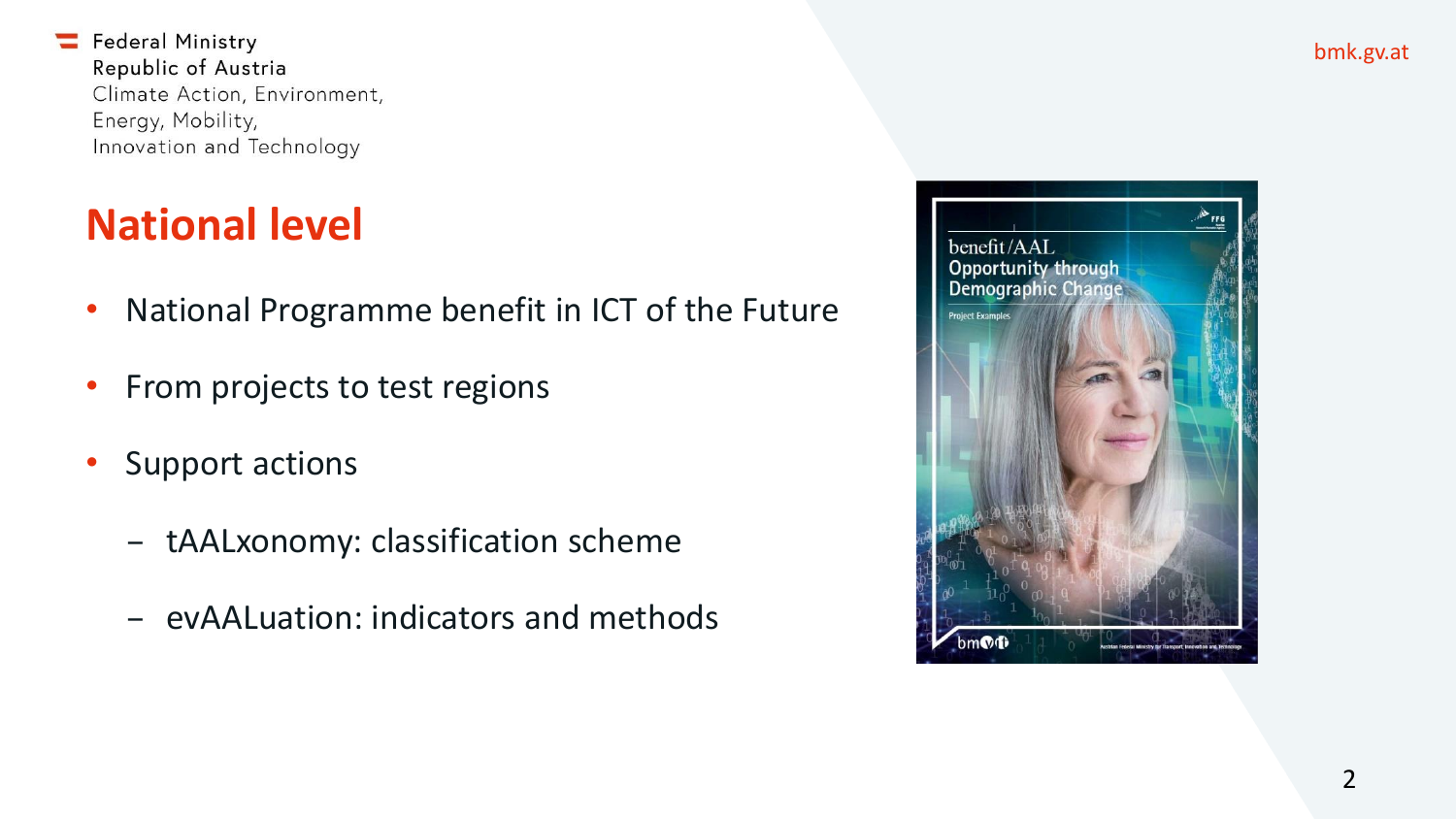Federal Ministry
Republic of Austria
Climate Action, Environment,
Energy, Mobility,
Innovation and Technology

# National level

- National Programme benefit in ICT of the Future
- From projects to test regions
- Support actions
  - tAALxonomy: classification scheme
  - evAALuation: indicators and methods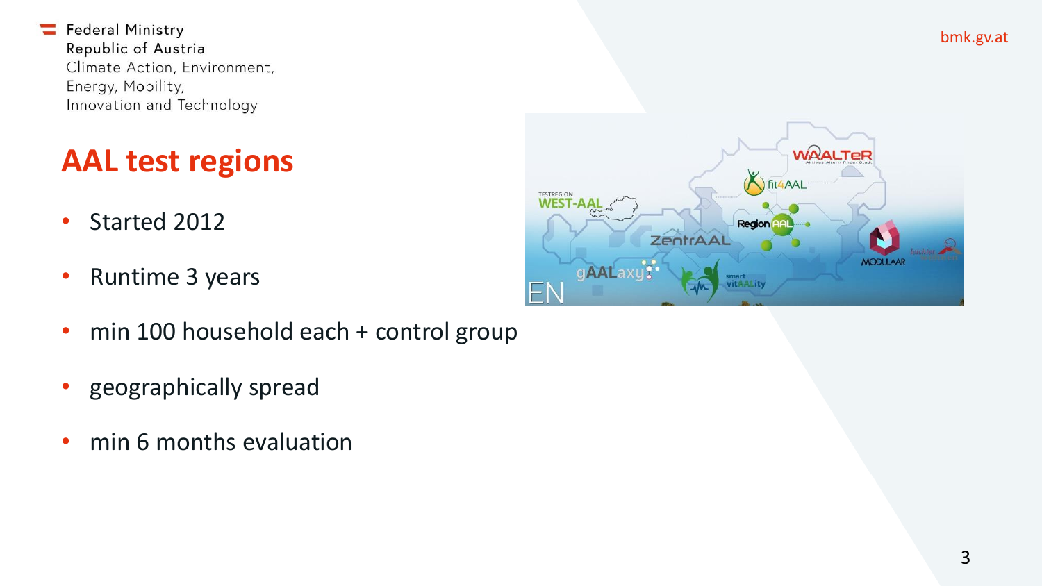# AAL test regions

- Started 2012
- Runtime 3 years
- min 100 household each + control group
- geographically spread
- min 6 months evaluation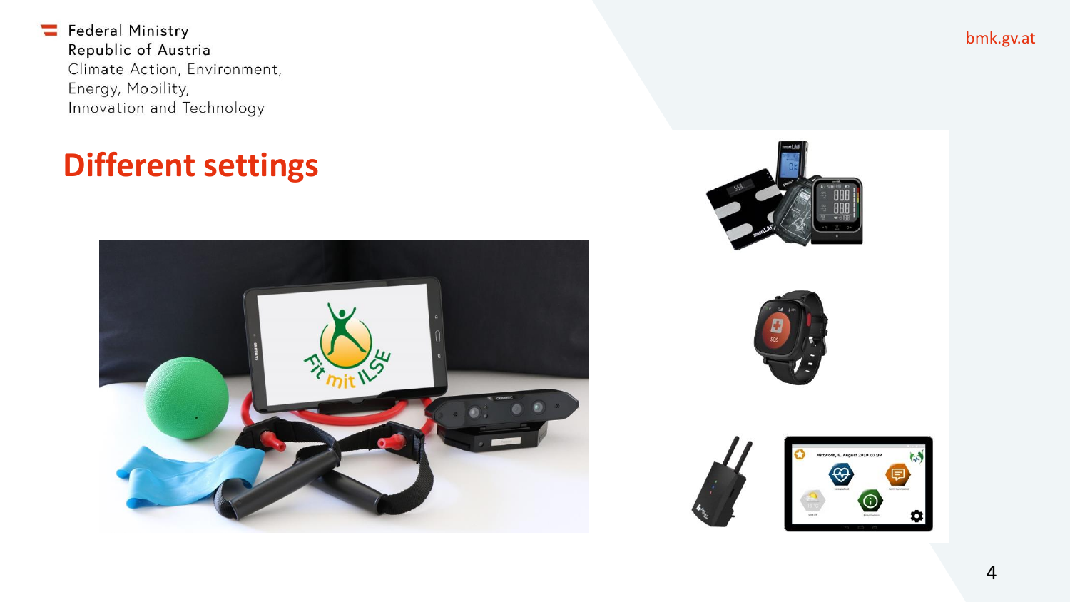Federal Ministry
Republic of Austria
Climate Action, Environment, Energy, Mobility, Innovation and Technology

bmk.gv.at

# Different settings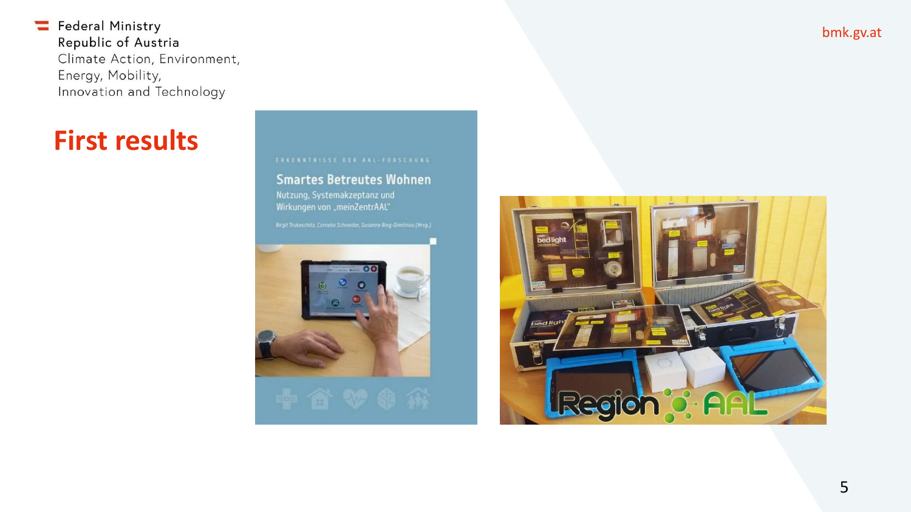Federal Ministry
Republic of Austria
Climate Action, Environment,
Energy, Mobility,
Innovation and Technology

bmk.gv.at

# First results

ERKENNTNISSE DER AAL-FORSCHUNG

Smartes Betreutes Wohnen

Nutzung, Systemakzeptanz und Wirkungen von „meinZentrAAL"

Birgit Trukeschitz, Cornelia Schneider, Susanne Ring-Dimitriou (Hrsg.)

Region AAL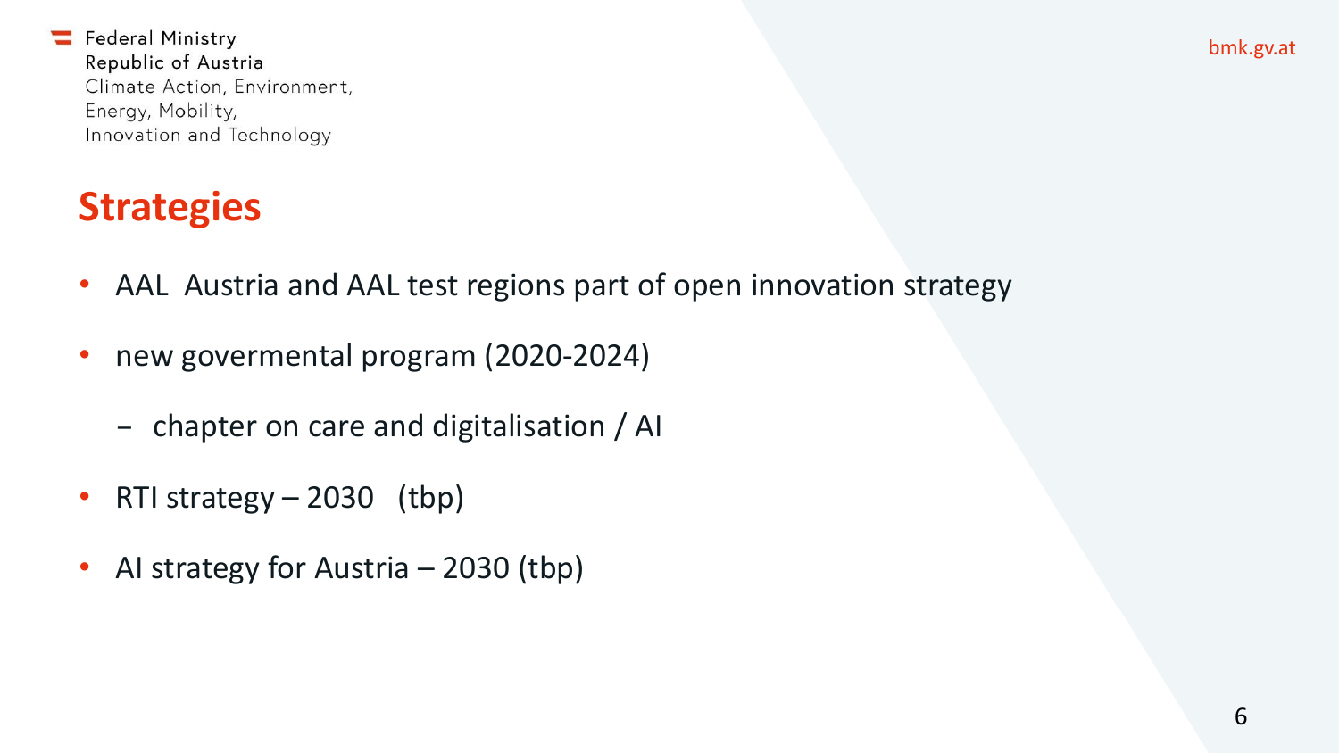## Strategies

- AAL  Austria and AAL test regions part of open innovation strategy
- new govermental program (2020-2024)
  - chapter on care and digitalisation / AI
- RTI strategy – 2030   (tbp)
- AI strategy for Austria – 2030 (tbp)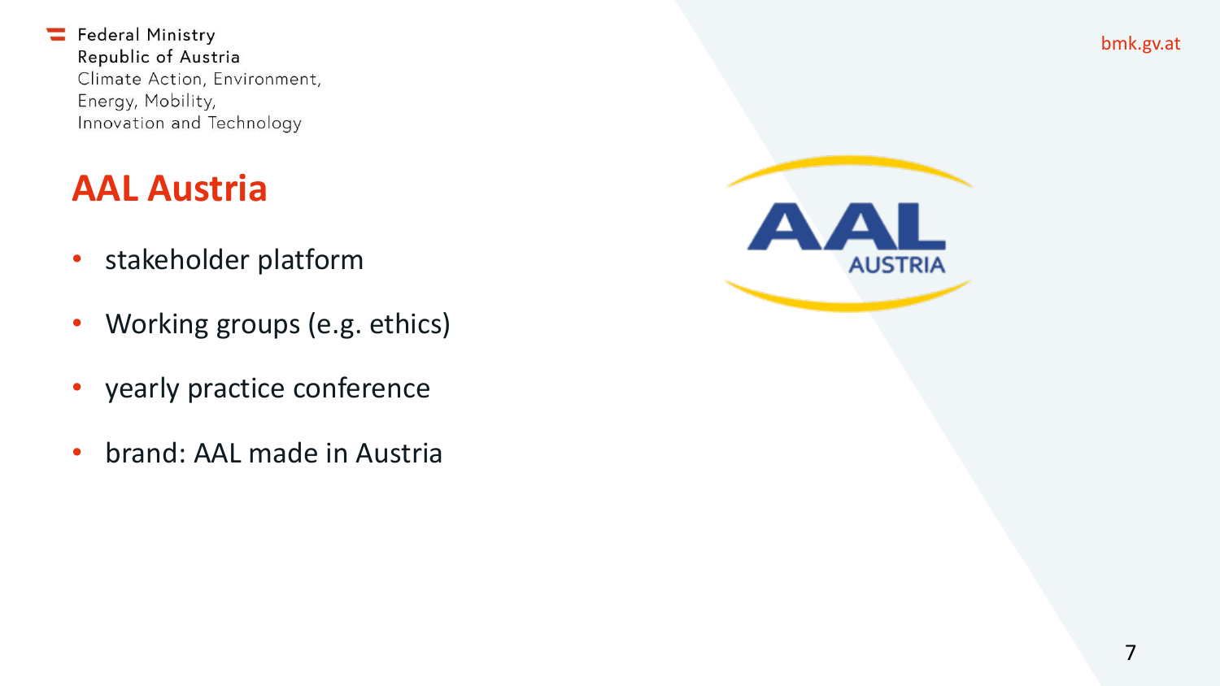Federal Ministry
Republic of Austria
Climate Action, Environment,
Energy, Mobility,
Innovation and Technology

bmk.gv.at

# AAL Austria

- stakeholder platform
- Working groups (e.g. ethics)
- yearly practice conference
- brand: AAL made in Austria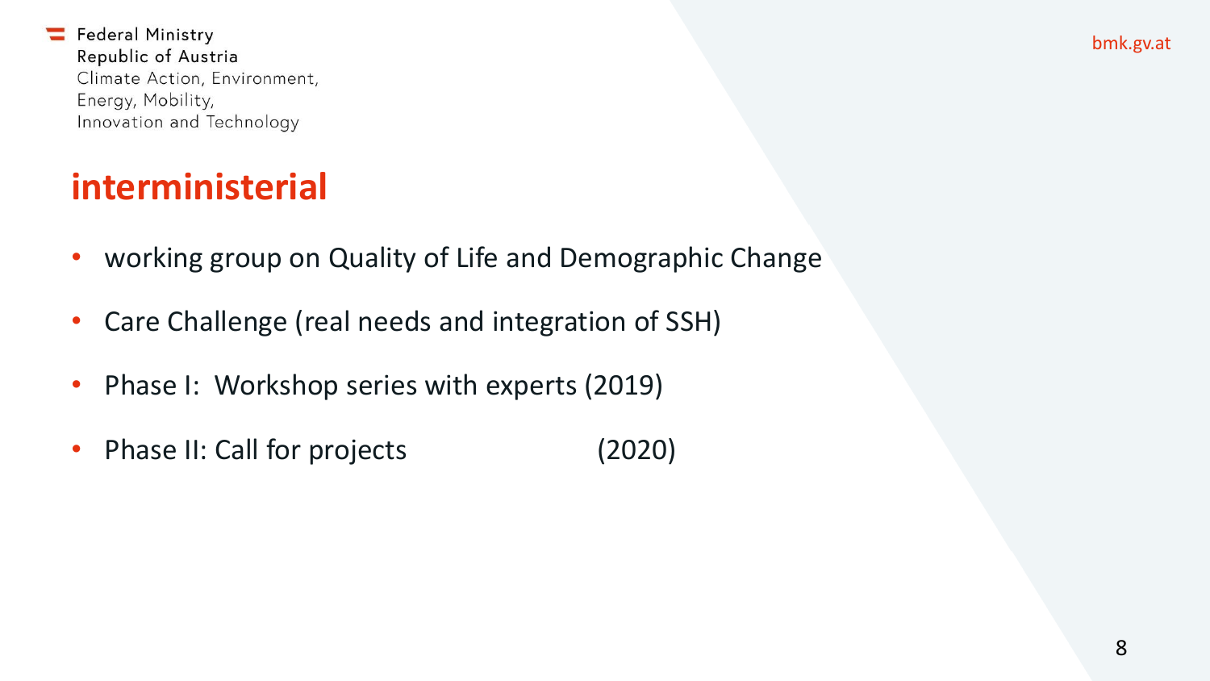## interministerial

- working group on Quality of Life and Demographic Change
- Care Challenge (real needs and integration of SSH)
- Phase I: Workshop series with experts (2019)
- Phase II: Call for projects (2020)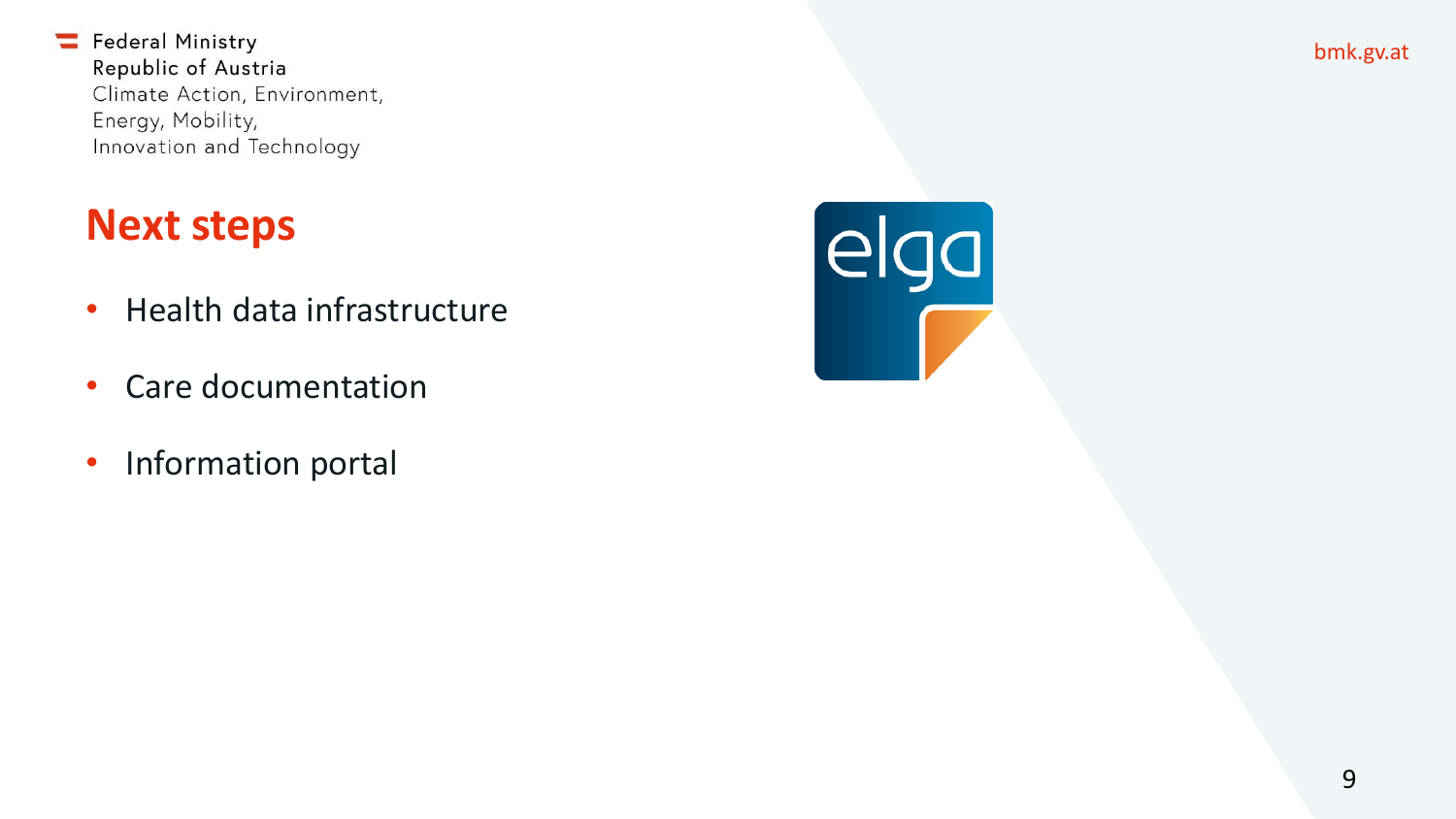## Next steps

- Health data infrastructure
- Care documentation
- Information portal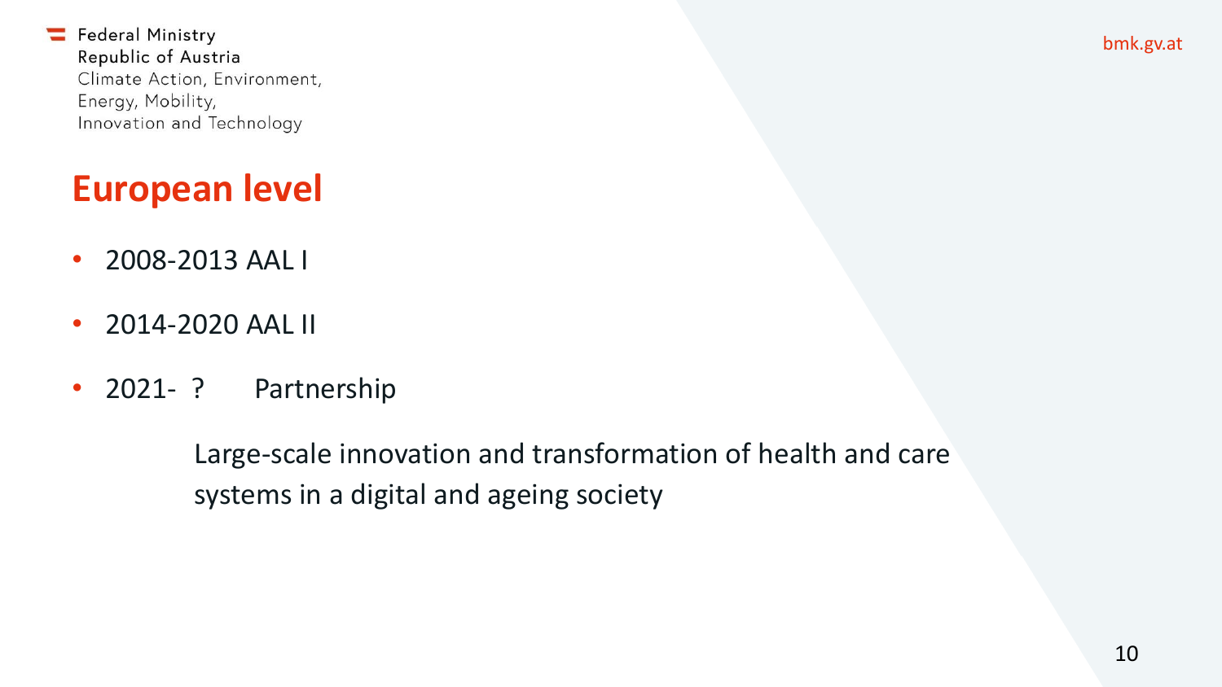# European level

- 2008-2013 AAL I
- 2014-2020 AAL II
- 2021- ? Partnership

  Large-scale innovation and transformation of health and care systems in a digital and ageing society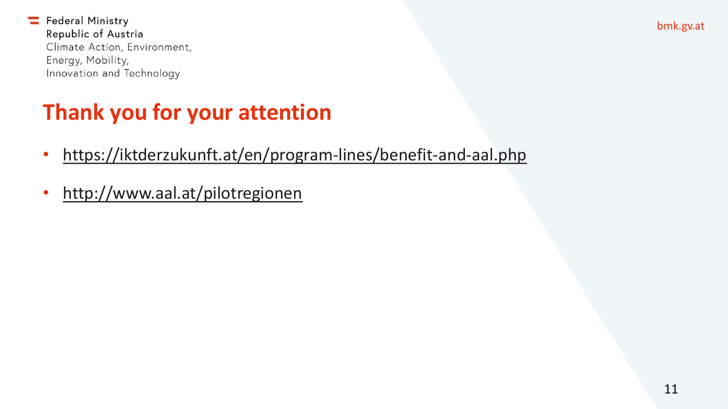Federal Ministry
Republic of Austria
Climate Action, Environment, Energy, Mobility, Innovation and Technology

bmk.gv.at

# Thank you for your attention

- https://iktderzukunft.at/en/program-lines/benefit-and-aal.php
- http://www.aal.at/pilotregionen